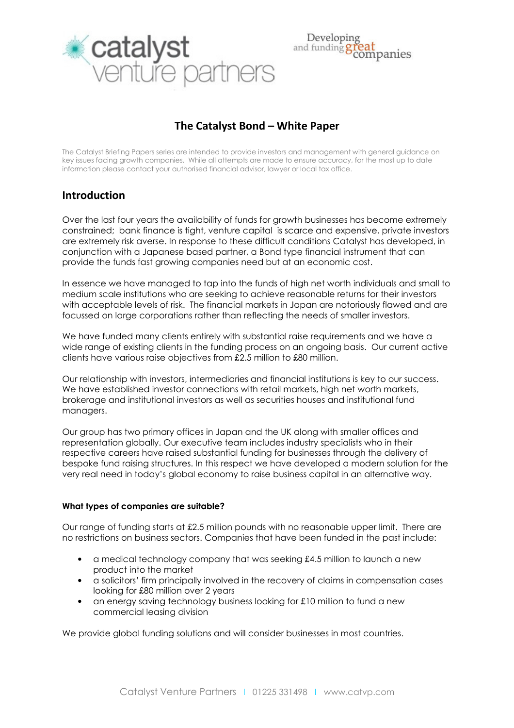# The Catalyst Bond – White Paper

The Catalyst Briefing Papers series are intended to provide investors and management with general guidance on key issues facing growth companies. While all attempts are made to ensure accuracy, for the most up to date information please contact your authorised financial advisor, lawyer or local tax office.

## Introduction

Over the last four years the availability of funds for growth businesses has become extremely constrained; bank finance is tight, venture capital is scarce and expensive, private investors are extremely risk averse. In response to these difficult conditions Catalyst has developed, in conjunction with a Japanese based partner, a Bond type financial instrument that can provide the funds fast growing companies need but at an economic cost.

In essence we have managed to tap into the funds of high net worth individuals and small to medium scale institutions who are seeking to achieve reasonable returns for their investors with acceptable levels of risk. The financial markets in Japan are notoriously flawed and are focussed on large corporations rather than reflecting the needs of smaller investors.

We have funded many clients entirely with substantial raise requirements and we have a wide range of existing clients in the funding process on an ongoing basis. Our current active clients have various raise objectives from £2.5 million to £80 million.

Our relationship with investors, intermediaries and financial institutions is key to our success. We have established investor connections with retail markets, high net worth markets, brokerage and institutional investors as well as securities houses and institutional fund managers.

Our group has two primary offices in Japan and the UK along with smaller offices and representation globally. Our executive team includes industry specialists who in their respective careers have raised substantial funding for businesses through the delivery of bespoke fund raising structures. In this respect we have developed a modern solution for the very real need in today's global economy to raise business capital in an alternative way.

#### What types of companies are suitable?

Our range of funding starts at £2.5 million pounds with no reasonable upper limit. There are no restrictions on business sectors. Companies that have been funded in the past include:

- a medical technology company that was seeking £4.5 million to launch a new product into the market
- a solicitors' firm principally involved in the recovery of claims in compensation cases looking for £80 million over 2 years
- an energy saving technology business looking for £10 million to fund a new commercial leasing division

We provide global funding solutions and will consider businesses in most countries.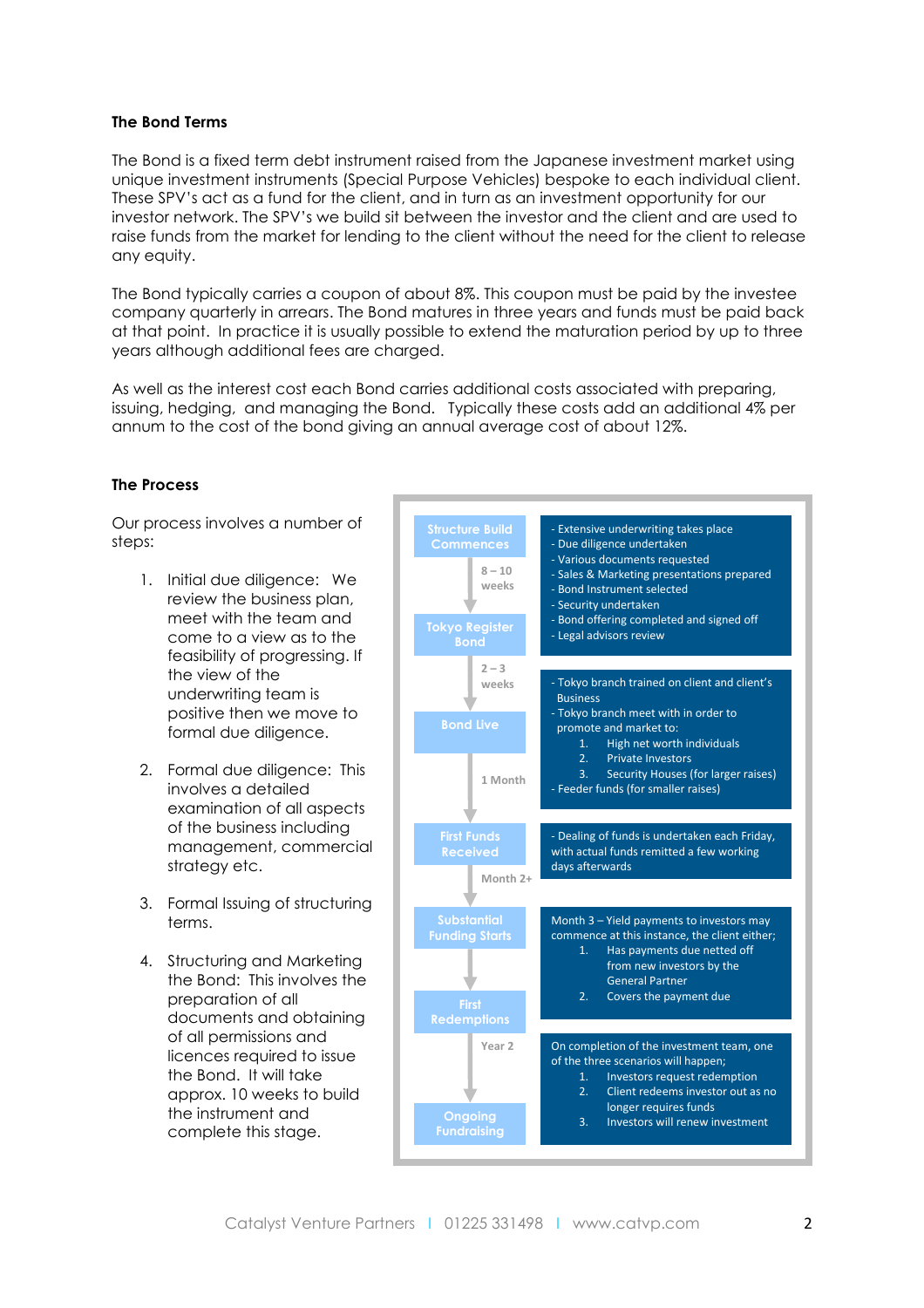### The Bond Terms

The Bond is a fixed term debt instrument raised from the Japanese investment market using unique investment instruments (Special Purpose Vehicles) bespoke to each individual client. These SPV's act as a fund for the client, and in turn as an investment opportunity for our investor network. The SPV's we build sit between the investor and the client and are used to raise funds from the market for lending to the client without the need for the client to release any equity.

The Bond typically carries a coupon of about 8%. This coupon must be paid by the investee company quarterly in arrears. The Bond matures in three years and funds must be paid back at that point. In practice it is usually possible to extend the maturation period by up to three years although additional fees are charged.

As well as the interest cost each Bond carries additional costs associated with preparing, issuing, hedging, and managing the Bond. Typically these costs add an additional 4% per annum to the cost of the bond giving an annual average cost of about 12%.

### The Process

Our process involves a number of steps:

1. Initial due diligence: We review the business plan, meet with the team and come to a view as to the feasibility of progressing. If the view of the underwriting team is positive then we move to formal due diligence.

2. Formal due diligence: This involves a detailed examination of all aspects of the business including management, commercial strategy etc.

3. Formal Issuing of structuring terms.

4. Structuring and Marketing the Bond: This involves the preparation of all documents and obtaining of all permissions and licences required to issue the Bond. It will take approx. 10 weeks to build the instrument and complete this stage.

| Stage | Timing | Details |
|---|---|---|
| Structure Build Commences | 8 – 10 weeks | - Extensive underwriting takes place<br>- Due diligence undertaken<br>- Various documents requested<br>- Sales & Marketing presentations prepared<br>- Bond Instrument selected<br>- Security undertaken<br>- Bond offering completed and signed off<br>- Legal advisors review |
| Tokyo Register Bond | 2 – 3 weeks | - Tokyo branch trained on client and client's Business<br>- Tokyo branch meet with in order to promote and market to:<br>1. High net worth individuals<br>2. Private Investors<br>3. Security Houses (for larger raises)<br>- Feeder funds (for smaller raises) |
| Bond Live | 1 Month | |
| First Funds Received | Month 2+ | - Dealing of funds is undertaken each Friday, with actual funds remitted a few working days afterwards |
| Substantial Funding Starts | | Month 3 – Yield payments to investors may commence at this instance, the client either;<br>1. Has payments due netted off from new investors by the General Partner<br>2. Covers the payment due |
| First Redemptions | Year 2 | On completion of the investment team, one of the three scenarios will happen;<br>1. Investors request redemption<br>2. Client redeems investor out as no longer requires funds<br>3. Investors will renew investment |
| Ongoing Fundraising | | |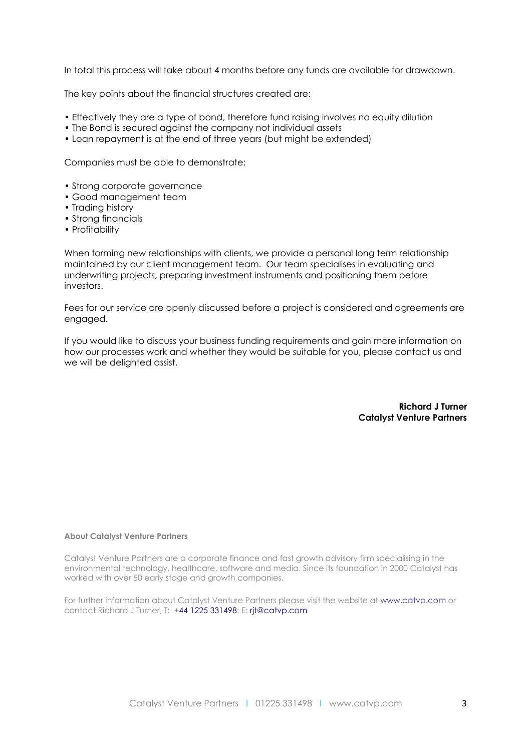In total this process will take about 4 months before any funds are available for drawdown.

The key points about the financial structures created are:

- Effectively they are a type of bond, therefore fund raising involves no equity dilution
- The Bond is secured against the company not individual assets
- Loan repayment is at the end of three years (but might be extended)

Companies must be able to demonstrate:

- Strong corporate governance
- Good management team
- Trading history
- Strong financials
- Profitability

When forming new relationships with clients, we provide a personal long term relationship maintained by our client management team. Our team specialises in evaluating and underwriting projects, preparing investment instruments and positioning them before investors.

Fees for our service are openly discussed before a project is considered and agreements are engaged.

If you would like to discuss your business funding requirements and gain more information on how our processes work and whether they would be suitable for you, please contact us and we will be delighted assist.

**Richard J Turner**
**Catalyst Venture Partners**

**About Catalyst Venture Partners**

Catalyst Venture Partners are a corporate finance and fast growth advisory firm specialising in the environmental technology, healthcare, software and media. Since its foundation in 2000 Catalyst has worked with over 50 early stage and growth companies.

For further information about Catalyst Venture Partners please visit the website at www.catvp.com or contact Richard J Turner, T: +44 1225 331498: E: rjt@catvp.com